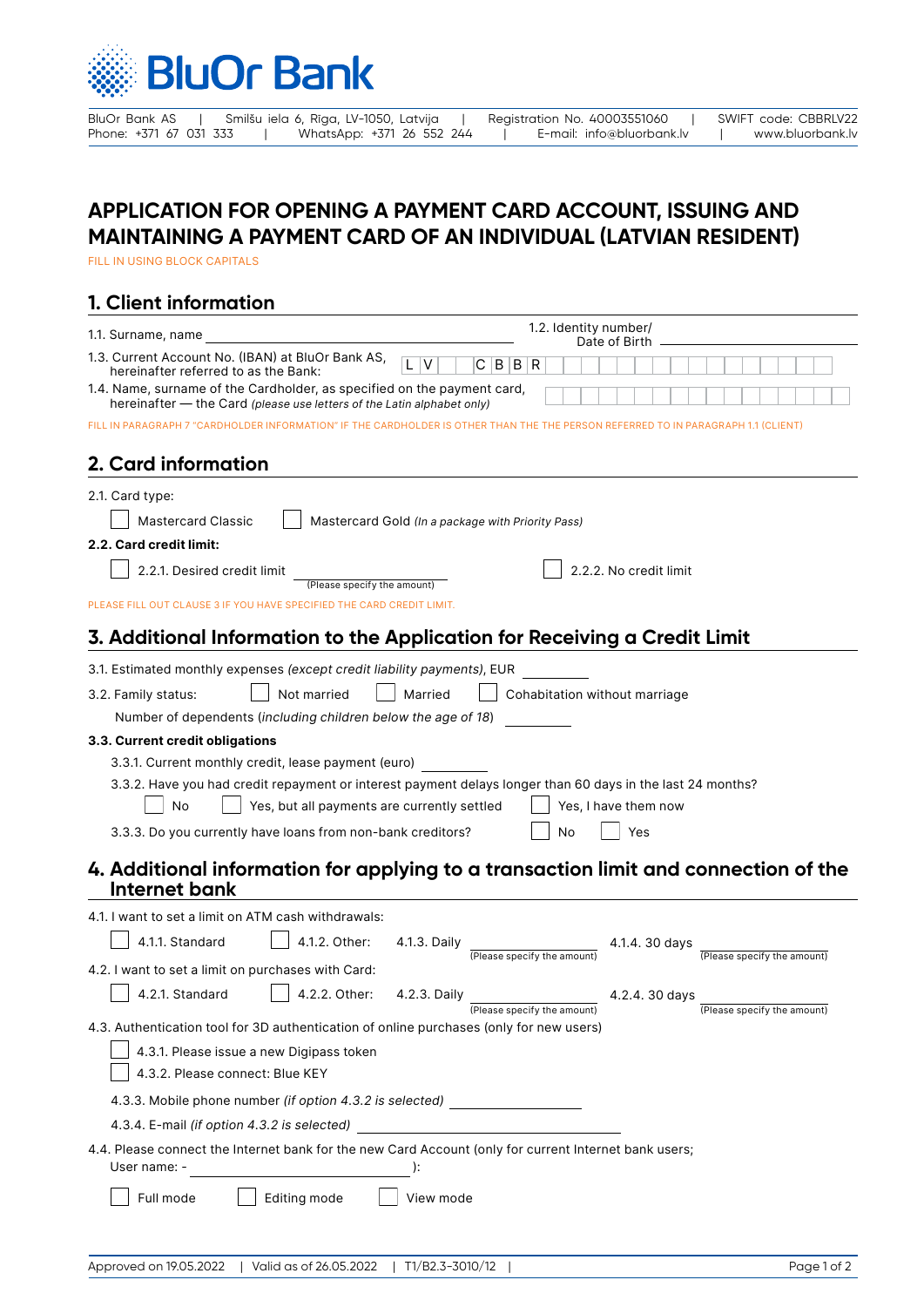BluOr Bank

BluOr Bank AS | Smilšu iela 6, Rīga, LV-1050, Latvija | Registration No. 40003551060 | SWIFT code: CBBRLV22
Phone: +371 67 031 333 | WhatsApp: +371 26 552 244 | E-mail: info@bluorbank.lv | www.bluorbank.lv

# APPLICATION FOR OPENING A PAYMENT CARD ACCOUNT, ISSUING AND MAINTAINING A PAYMENT CARD OF AN INDIVIDUAL (LATVIAN RESIDENT)

FILL IN USING BLOCK CAPITALS

## 1. Client information

1.1. Surname, name ______________________ 1.2. Identity number/ Date of Birth ______________________

1.3. Current Account No. (IBAN) at BluOr Bank AS, hereinafter referred to as the Bank: L V _ _ C B B R _ _ _ _ _ _ _ _ _ _ _ _ _

1.4. Name, surname of the Cardholder, as specified on the payment card, hereinafter — the Card *(please use letters of the Latin alphabet only)*

FILL IN PARAGRAPH 7 "CARDHOLDER INFORMATION" IF THE CARDHOLDER IS OTHER THAN THE THE PERSON REFERRED TO IN PARAGRAPH 1.1 (CLIENT)

## 2. Card information

2.1. Card type:

☐ Mastercard Classic ☐ Mastercard Gold *(In a package with Priority Pass)*

**2.2. Card credit limit:**

☐ 2.2.1. Desired credit limit ______________ (Please specify the amount) ☐ 2.2.2. No credit limit

PLEASE FILL OUT CLAUSE 3 IF YOU HAVE SPECIFIED THE CARD CREDIT LIMIT.

## 3. Additional Information to the Application for Receiving a Credit Limit

3.1. Estimated monthly expenses *(except credit liability payments)*, EUR ________

3.2. Family status: ☐ Not married ☐ Married ☐ Cohabitation without marriage

Number of dependents (*including children below the age of 18*) ________

**3.3. Current credit obligations**

3.3.1. Current monthly credit, lease payment (euro) ________

3.3.2. Have you had credit repayment or interest payment delays longer than 60 days in the last 24 months?

☐ No ☐ Yes, but all payments are currently settled ☐ Yes, I have them now

3.3.3. Do you currently have loans from non-bank creditors? ☐ No ☐ Yes

## 4. Additional information for applying to a transaction limit and connection of the Internet bank

4.1. I want to set a limit on ATM cash withdrawals:

☐ 4.1.1. Standard ☐ 4.1.2. Other: 4.1.3. Daily ______________ (Please specify the amount) 4.1.4. 30 days ______________ (Please specify the amount)

4.2. I want to set a limit on purchases with Card:

☐ 4.2.1. Standard ☐ 4.2.2. Other: 4.2.3. Daily ______________ (Please specify the amount) 4.2.4. 30 days ______________ (Please specify the amount)

4.3. Authentication tool for 3D authentication of online purchases (only for new users)

☐ 4.3.1. Please issue a new Digipass token

☐ 4.3.2. Please connect: Blue KEY

4.3.3. Mobile phone number *(if option 4.3.2 is selected)* ______________

4.3.4. E-mail *(if option 4.3.2 is selected)* ______________

4.4. Please connect the Internet bank for the new Card Account (only for current Internet bank users; User name: - ______________ ):

☐ Full mode ☐ Editing mode ☐ View mode

Approved on 19.05.2022 | Valid as of 26.05.2022 | T1/B2.3-3010/12 |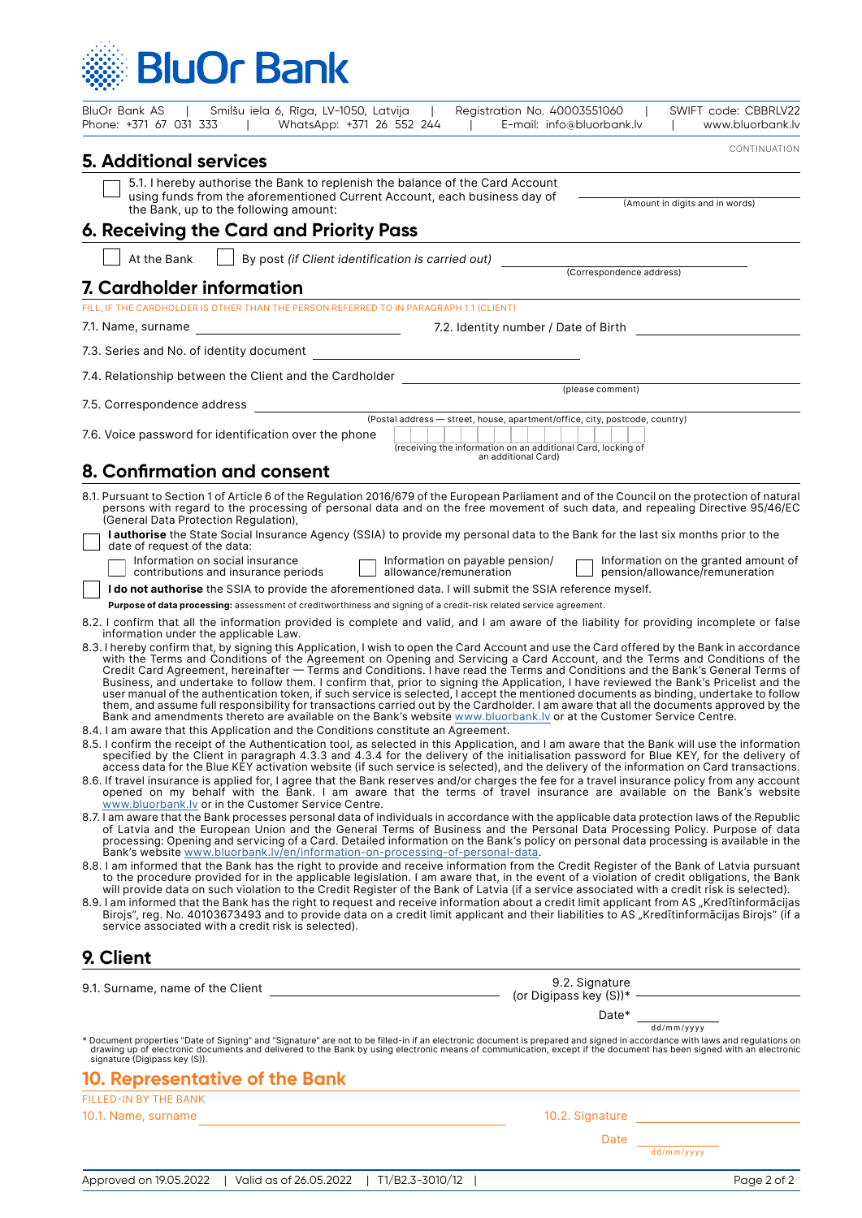BluOr Bank

BluOr Bank AS | Smilšu iela 6, Rīga, LV-1050, Latvija | Registration No. 40003551060 | SWIFT code: CBBRLV22
Phone: +371 67 031 333 | WhatsApp: +371 26 552 244 | E-mail: info@bluorbank.lv | www.bluorbank.lv

CONTINUATION

## 5. Additional services

☐ 5.1. I hereby authorise the Bank to replenish the balance of the Card Account using funds from the aforementioned Current Account, each business day of the Bank, up to the following amount: ____________________ (Amount in digits and in words)

## 6. Receiving the Card and Priority Pass

☐ At the Bank ☐ By post *(if Client identification is carried out)* ____________________ (Correspondence address)

## 7. Cardholder information

FILL, IF THE CARDHOLDER IS OTHER THAN THE PERSON REFERRED TO IN PARAGRAPH 1.1 (CLIENT)

7.1. Name, surname ____________________ 7.2. Identity number / Date of Birth ____________________

7.3. Series and No. of identity document ____________________

7.4. Relationship between the Client and the Cardholder ____________________ (please comment)

7.5. Correspondence address ____________________ (Postal address — street, house, apartment/office, city, postcode, country)

7.6. Voice password for identification over the phone ☐☐☐☐☐☐☐☐☐☐☐☐☐☐☐☐☐ (receiving the information on an additional Card, locking of an additional Card)

## 8. Confirmation and consent

8.1. Pursuant to Section 1 of Article 6 of the Regulation 2016/679 of the European Parliament and of the Council on the protection of natural persons with regard to the processing of personal data and on the free movement of such data, and repealing Directive 95/46/EC (General Data Protection Regulation),

☐ **I authorise** the State Social Insurance Agency (SSIA) to provide my personal data to the Bank for the last six months prior to the date of request of the data:

☐ Information on social insurance contributions and insurance periods ☐ Information on payable pension/ allowance/remuneration ☐ Information on the granted amount of pension/allowance/remuneration

☐ **I do not authorise** the SSIA to provide the aforementioned data. I will submit the SSIA reference myself.

**Purpose of data processing:** assessment of creditworthiness and signing of a credit-risk related service agreement.

8.2. I confirm that all the information provided is complete and valid, and I am aware of the liability for providing incomplete or false information under the applicable Law.

8.3. I hereby confirm that, by signing this Application, I wish to open the Card Account and use the Card offered by the Bank in accordance with the Terms and Conditions of the Agreement on Opening and Servicing a Card Account, and the Terms and Conditions of the Credit Card Agreement, hereinafter — Terms and Conditions. I have read the Terms and Conditions and the Bank's General Terms of Business, and undertake to follow them. I confirm that, prior to signing the Application, I have reviewed the Bank's Pricelist and the user manual of the authentication token, if such service is selected, I accept the mentioned documents as binding, undertake to follow them, and assume full responsibility for transactions carried out by the Cardholder. I am aware that all the documents approved by the Bank and amendments thereto are available on the Bank's website www.bluorbank.lv or at the Customer Service Centre.

8.4. I am aware that this Application and the Conditions constitute an Agreement.

8.5. I confirm the receipt of the Authentication tool, as selected in this Application, and I am aware that the Bank will use the information specified by the Client in paragraph 4.3.3 and 4.3.4 for the delivery of the initialisation password for Blue KEY, for the delivery of access data for the Blue KEY activation website (if such service is selected), and the delivery of the information on Card transactions.

8.6. If travel insurance is applied for, I agree that the Bank reserves and/or charges the fee for a travel insurance policy from any account opened on my behalf with the Bank. I am aware that the terms of travel insurance are available on the Bank's website www.bluorbank.lv or in the Customer Service Centre.

8.7. I am aware that the Bank processes personal data of individuals in accordance with the applicable data protection laws of the Republic of Latvia and the European Union and the General Terms of Business and the Personal Data Processing Policy. Purpose of data processing: Opening and servicing of a Card. Detailed information on the Bank's policy on personal data processing is available in the Bank's website www.bluorbank.lv/en/information-on-processing-of-personal-data.

8.8. I am informed that the Bank has the right to provide and receive information from the Credit Register of the Bank of Latvia pursuant to the procedure provided for in the applicable legislation. I am aware that, in the event of a violation of credit obligations, the Bank will provide data on such violation to the Credit Register of the Bank of Latvia (if a service associated with a credit risk is selected).

8.9. I am informed that the Bank has the right to request and receive information about a credit limit applicant from AS „Kredītinformācijas Birojs", reg. No. 40103673493 and to provide data on a credit limit applicant and their liabilities to AS „Kredītinformācijas Birojs" (if a service associated with a credit risk is selected).

## 9. Client

9.1. Surname, name of the Client ____________________ 9.2. Signature (or Digipass key (S))* ____________________

Date* ____________ dd/mm/yyyy

\* Document properties "Date of Signing" and "Signature" are not to be filled-in if an electronic document is prepared and signed in accordance with laws and regulations on drawing up of electronic documents and delivered to the Bank by using electronic means of communication, except if the document has been signed with an electronic signature (Digipass key (S)).

## 10. Representative of the Bank

FILLED-IN BY THE BANK

10.1. Name, surname ____________________ 10.2. Signature ____________________

Date ____________ dd/mm/yyyy

Approved on 19.05.2022 | Valid as of 26.05.2022 | T1/B2.3-3010/12 |